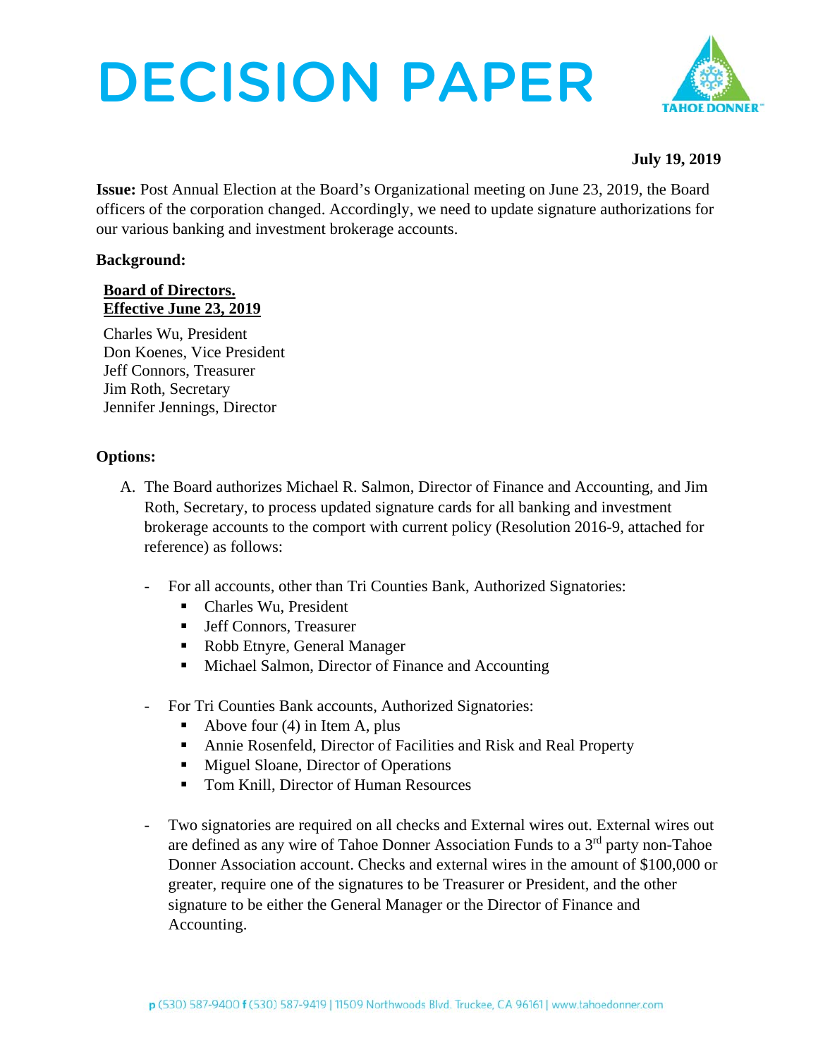# DECISION PAPER

**July 19, 2019**

**Issue:** Post Annual Election at the Board's Organizational meeting on June 23, 2019, the Board officers of the corporation changed. Accordingly, we need to update signature authorizations for our various banking and investment brokerage accounts.

**Background:**

**Board of Directors.**
**Effective June 23, 2019**

Charles Wu, President
Don Koenes, Vice President
Jeff Connors, Treasurer
Jim Roth, Secretary
Jennifer Jennings, Director

**Options:**

A. The Board authorizes Michael R. Salmon, Director of Finance and Accounting, and Jim Roth, Secretary, to process updated signature cards for all banking and investment brokerage accounts to the comport with current policy (Resolution 2016-9, attached for reference) as follows:

- For all accounts, other than Tri Counties Bank, Authorized Signatories:
    - Charles Wu, President
    - Jeff Connors, Treasurer
    - Robb Etnyre, General Manager
    - Michael Salmon, Director of Finance and Accounting

- For Tri Counties Bank accounts, Authorized Signatories:
    - Above four (4) in Item A, plus
    - Annie Rosenfeld, Director of Facilities and Risk and Real Property
    - Miguel Sloane, Director of Operations
    - Tom Knill, Director of Human Resources

- Two signatories are required on all checks and External wires out. External wires out are defined as any wire of Tahoe Donner Association Funds to a 3rd party non-Tahoe Donner Association account. Checks and external wires in the amount of $100,000 or greater, require one of the signatures to be Treasurer or President, and the other signature to be either the General Manager or the Director of Finance and Accounting.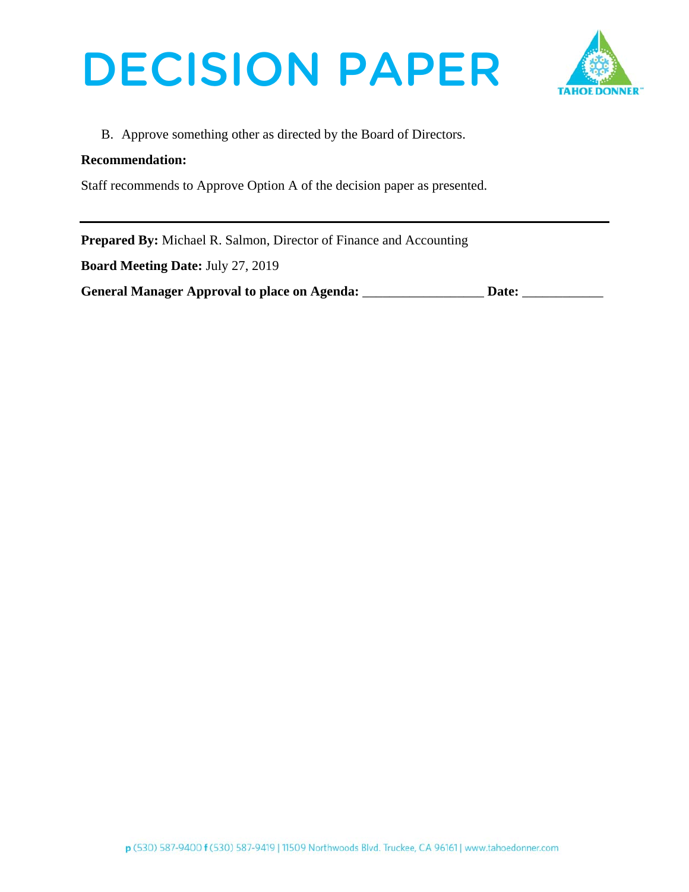B. Approve something other as directed by the Board of Directors.

**Recommendation:**

Staff recommends to Approve Option A of the decision paper as presented.

---

**Prepared By:** Michael R. Salmon, Director of Finance and Accounting

**Board Meeting Date:** July 27, 2019

**General Manager Approval to place on Agenda:** _________________ **Date:** ___________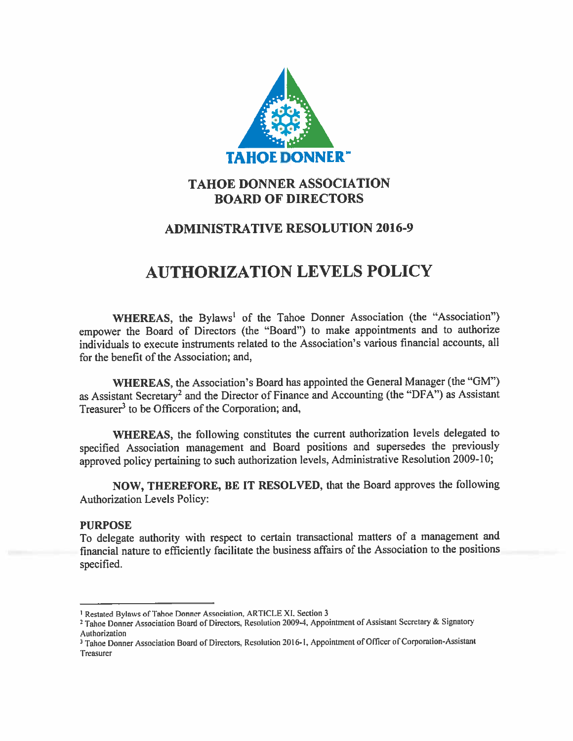# TAHOE DONNER ASSOCIATION
# BOARD OF DIRECTORS

## ADMINISTRATIVE RESOLUTION 2016-9

# AUTHORIZATION LEVELS POLICY

**WHEREAS**, the Bylaws[1] of the Tahoe Donner Association (the "Association") empower the Board of Directors (the "Board") to make appointments and to authorize individuals to execute instruments related to the Association's various financial accounts, all for the benefit of the Association; and,

**WHEREAS**, the Association's Board has appointed the General Manager (the "GM") as Assistant Secretary[2] and the Director of Finance and Accounting (the "DFA") as Assistant Treasurer[3] to be Officers of the Corporation; and,

**WHEREAS**, the following constitutes the current authorization levels delegated to specified Association management and Board positions and supersedes the previously approved policy pertaining to such authorization levels, Administrative Resolution 2009-10;

**NOW, THEREFORE, BE IT RESOLVED**, that the Board approves the following Authorization Levels Policy:

**PURPOSE**
To delegate authority with respect to certain transactional matters of a management and financial nature to efficiently facilitate the business affairs of the Association to the positions specified.

---

[1] Restated Bylaws of Tahoe Donner Association, ARTICLE XI, Section 3

[2] Tahoe Donner Association Board of Directors, Resolution 2009-4, Appointment of Assistant Secretary & Signatory Authorization

[3] Tahoe Donner Association Board of Directors, Resolution 2016-1, Appointment of Officer of Corporation-Assistant Treasurer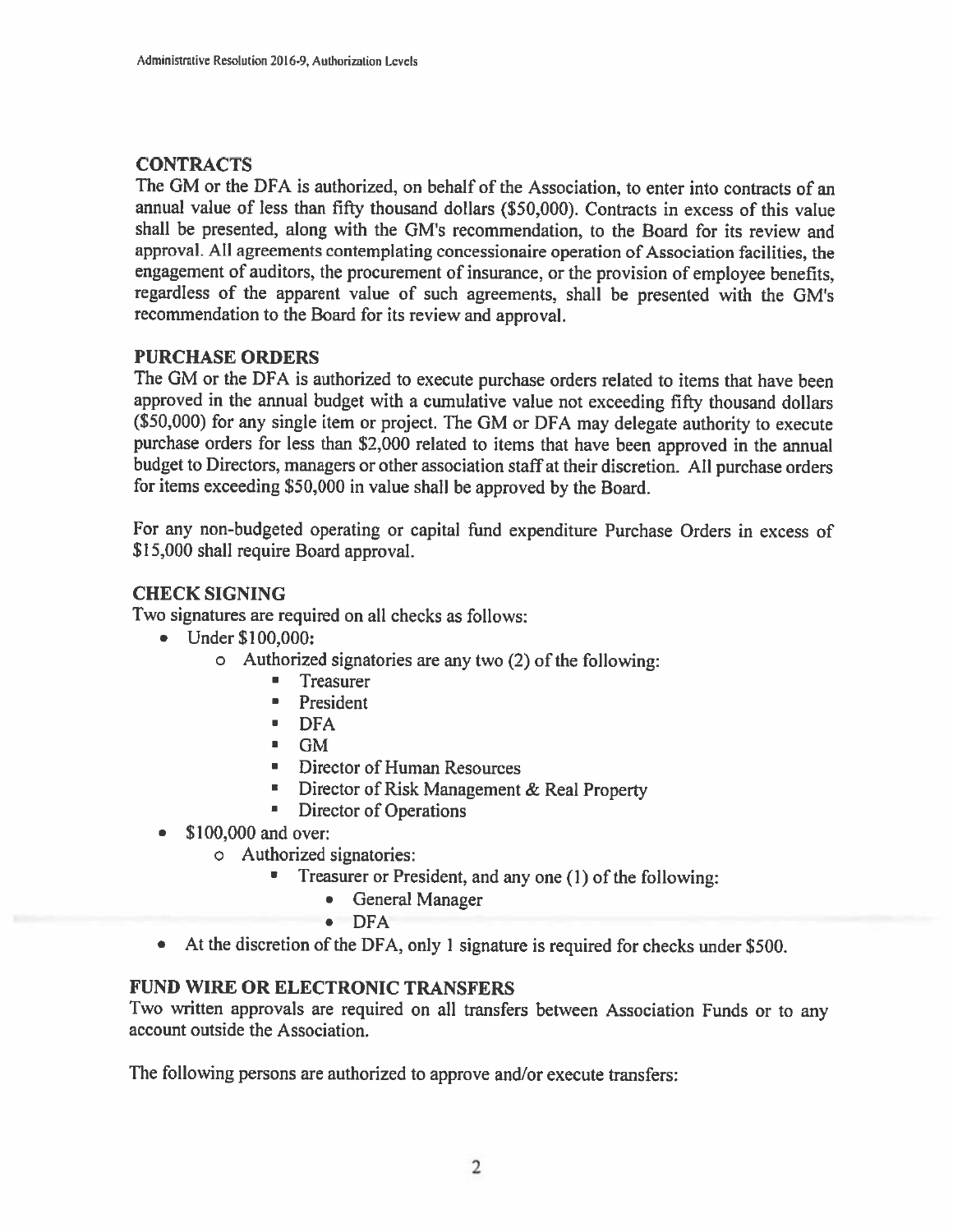## CONTRACTS

The GM or the DFA is authorized, on behalf of the Association, to enter into contracts of an annual value of less than fifty thousand dollars ($50,000). Contracts in excess of this value shall be presented, along with the GM's recommendation, to the Board for its review and approval. All agreements contemplating concessionaire operation of Association facilities, the engagement of auditors, the procurement of insurance, or the provision of employee benefits, regardless of the apparent value of such agreements, shall be presented with the GM's recommendation to the Board for its review and approval.

## PURCHASE ORDERS

The GM or the DFA is authorized to execute purchase orders related to items that have been approved in the annual budget with a cumulative value not exceeding fifty thousand dollars ($50,000) for any single item or project. The GM or DFA may delegate authority to execute purchase orders for less than $2,000 related to items that have been approved in the annual budget to Directors, managers or other association staff at their discretion. All purchase orders for items exceeding $50,000 in value shall be approved by the Board.

For any non-budgeted operating or capital fund expenditure Purchase Orders in excess of $15,000 shall require Board approval.

## CHECK SIGNING

Two signatures are required on all checks as follows:

- Under $100,000:
  - Authorized signatories are any two (2) of the following:
    - Treasurer
    - President
    - DFA
    - GM
    - Director of Human Resources
    - Director of Risk Management & Real Property
    - Director of Operations
- $100,000 and over:
  - Authorized signatories:
    - Treasurer or President, and any one (1) of the following:
      - General Manager
      - DFA
- At the discretion of the DFA, only 1 signature is required for checks under $500.

## FUND WIRE OR ELECTRONIC TRANSFERS

Two written approvals are required on all transfers between Association Funds or to any account outside the Association.

The following persons are authorized to approve and/or execute transfers: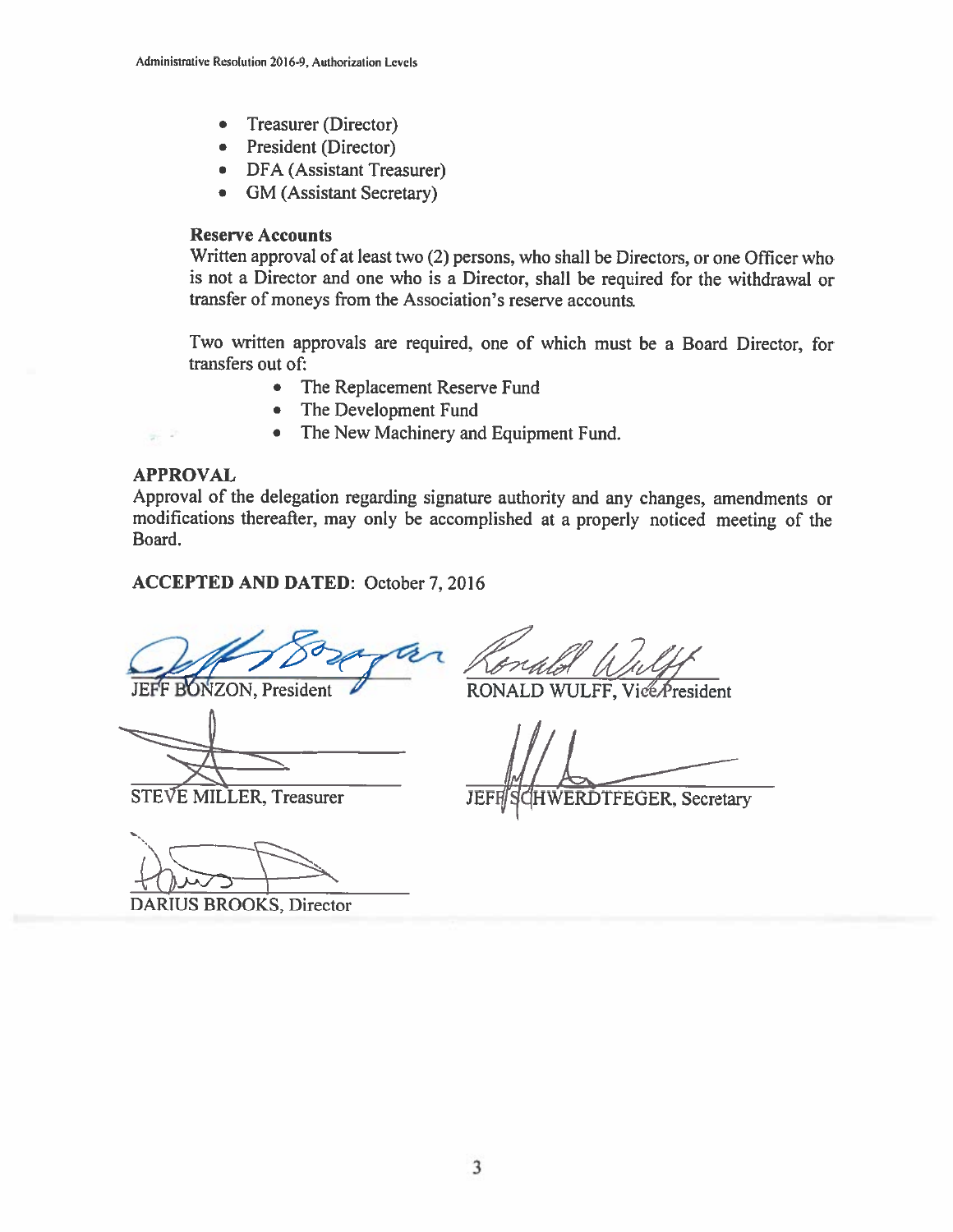- Treasurer (Director)
- President (Director)
- DFA (Assistant Treasurer)
- GM (Assistant Secretary)

**Reserve Accounts**
Written approval of at least two (2) persons, who shall be Directors, or one Officer who is not a Director and one who is a Director, shall be required for the withdrawal or transfer of moneys from the Association's reserve accounts.

Two written approvals are required, one of which must be a Board Director, for transfers out of:

- The Replacement Reserve Fund
- The Development Fund
- The New Machinery and Equipment Fund.

**APPROVAL**
Approval of the delegation regarding signature authority and any changes, amendments or modifications thereafter, may only be accomplished at a properly noticed meeting of the Board.

**ACCEPTED AND DATED**: October 7, 2016

JEFF BONZON, President

RONALD WULFF, Vice President

STEVE MILLER, Treasurer

JEFF SCHWERDTFEGER, Secretary

DARIUS BROOKS, Director